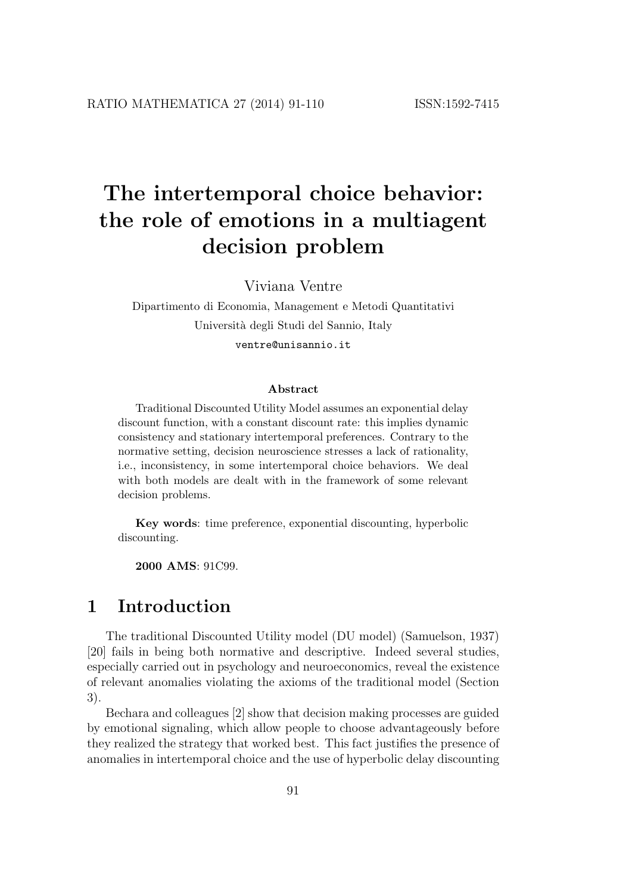# The intertemporal choice behavior: the role of emotions in a multiagent decision problem

Viviana Ventre

Dipartimento di Economia, Management e Metodi Quantitativi

Università degli Studi del Sannio, Italy

ventre@unisannio.it

**Abstract**

Traditional Discounted Utility Model assumes an exponential delay discount function, with a constant discount rate: this implies dynamic consistency and stationary intertemporal preferences. Contrary to the normative setting, decision neuroscience stresses a lack of rationality, i.e., inconsistency, in some intertemporal choice behaviors. We deal with both models are dealt with in the framework of some relevant decision problems.

**Key words**: time preference, exponential discounting, hyperbolic discounting.

**2000 AMS**: 91C99.

## 1 Introduction

The traditional Discounted Utility model (DU model) (Samuelson, 1937) [20] fails in being both normative and descriptive. Indeed several studies, especially carried out in psychology and neuroeconomics, reveal the existence of relevant anomalies violating the axioms of the traditional model (Section 3).

Bechara and colleagues [2] show that decision making processes are guided by emotional signaling, which allow people to choose advantageously before they realized the strategy that worked best. This fact justifies the presence of anomalies in intertemporal choice and the use of hyperbolic delay discounting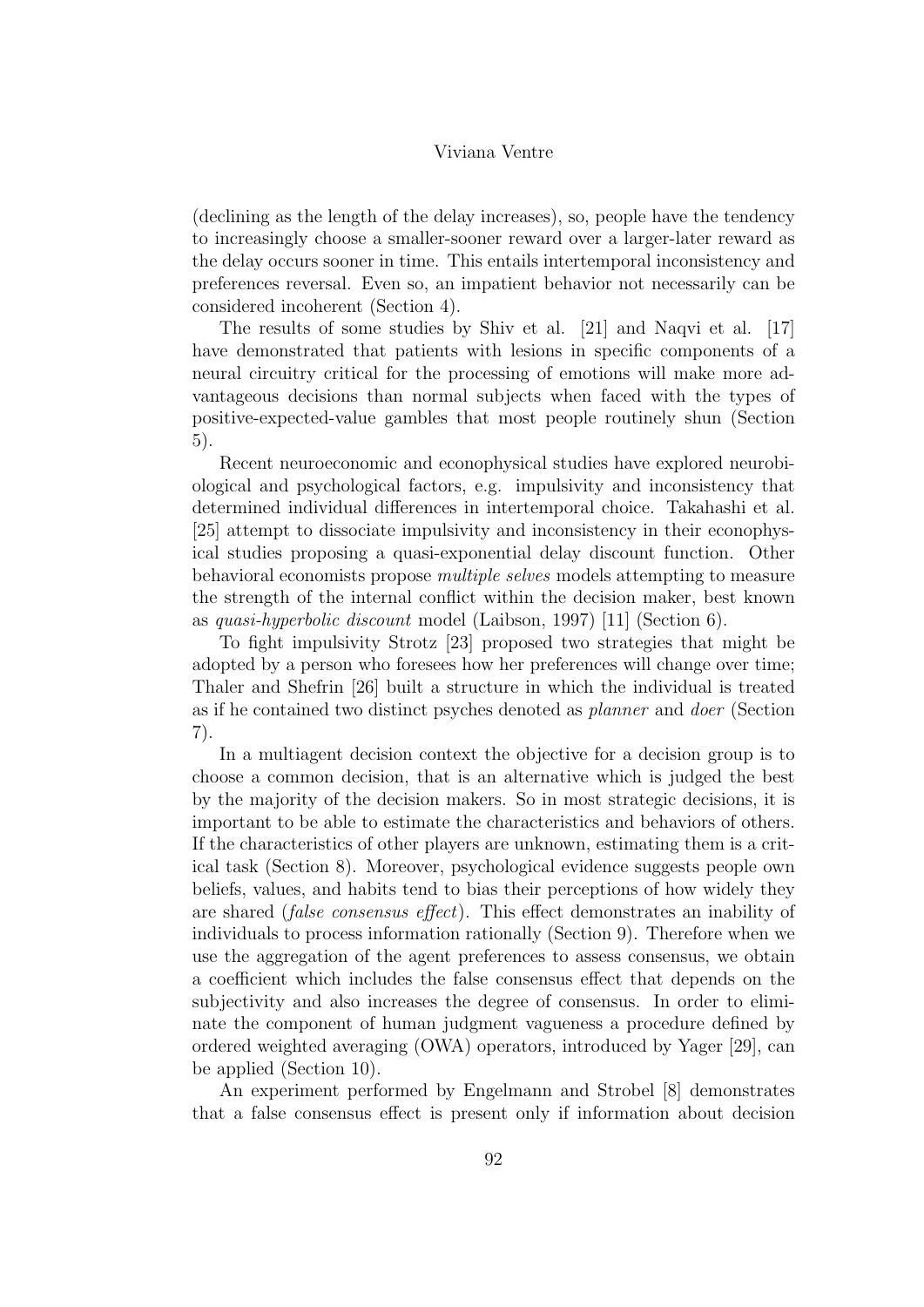(declining as the length of the delay increases), so, people have the tendency to increasingly choose a smaller-sooner reward over a larger-later reward as the delay occurs sooner in time. This entails intertemporal inconsistency and preferences reversal. Even so, an impatient behavior not necessarily can be considered incoherent (Section 4).

The results of some studies by Shiv et al. [21] and Naqvi et al. [17] have demonstrated that patients with lesions in specific components of a neural circuitry critical for the processing of emotions will make more advantageous decisions than normal subjects when faced with the types of positive-expected-value gambles that most people routinely shun (Section 5).

Recent neuroeconomic and econophysical studies have explored neurobiological and psychological factors, e.g. impulsivity and inconsistency that determined individual differences in intertemporal choice. Takahashi et al. [25] attempt to dissociate impulsivity and inconsistency in their econophysical studies proposing a quasi-exponential delay discount function. Other behavioral economists propose *multiple selves* models attempting to measure the strength of the internal conflict within the decision maker, best known as *quasi-hyperbolic discount* model (Laibson, 1997) [11] (Section 6).

To fight impulsivity Strotz [23] proposed two strategies that might be adopted by a person who foresees how her preferences will change over time; Thaler and Shefrin [26] built a structure in which the individual is treated as if he contained two distinct psyches denoted as *planner* and *doer* (Section 7).

In a multiagent decision context the objective for a decision group is to choose a common decision, that is an alternative which is judged the best by the majority of the decision makers. So in most strategic decisions, it is important to be able to estimate the characteristics and behaviors of others. If the characteristics of other players are unknown, estimating them is a critical task (Section 8). Moreover, psychological evidence suggests people own beliefs, values, and habits tend to bias their perceptions of how widely they are shared (*false consensus effect*). This effect demonstrates an inability of individuals to process information rationally (Section 9). Therefore when we use the aggregation of the agent preferences to assess consensus, we obtain a coefficient which includes the false consensus effect that depends on the subjectivity and also increases the degree of consensus. In order to eliminate the component of human judgment vagueness a procedure defined by ordered weighted averaging (OWA) operators, introduced by Yager [29], can be applied (Section 10).

An experiment performed by Engelmann and Strobel [8] demonstrates that a false consensus effect is present only if information about decision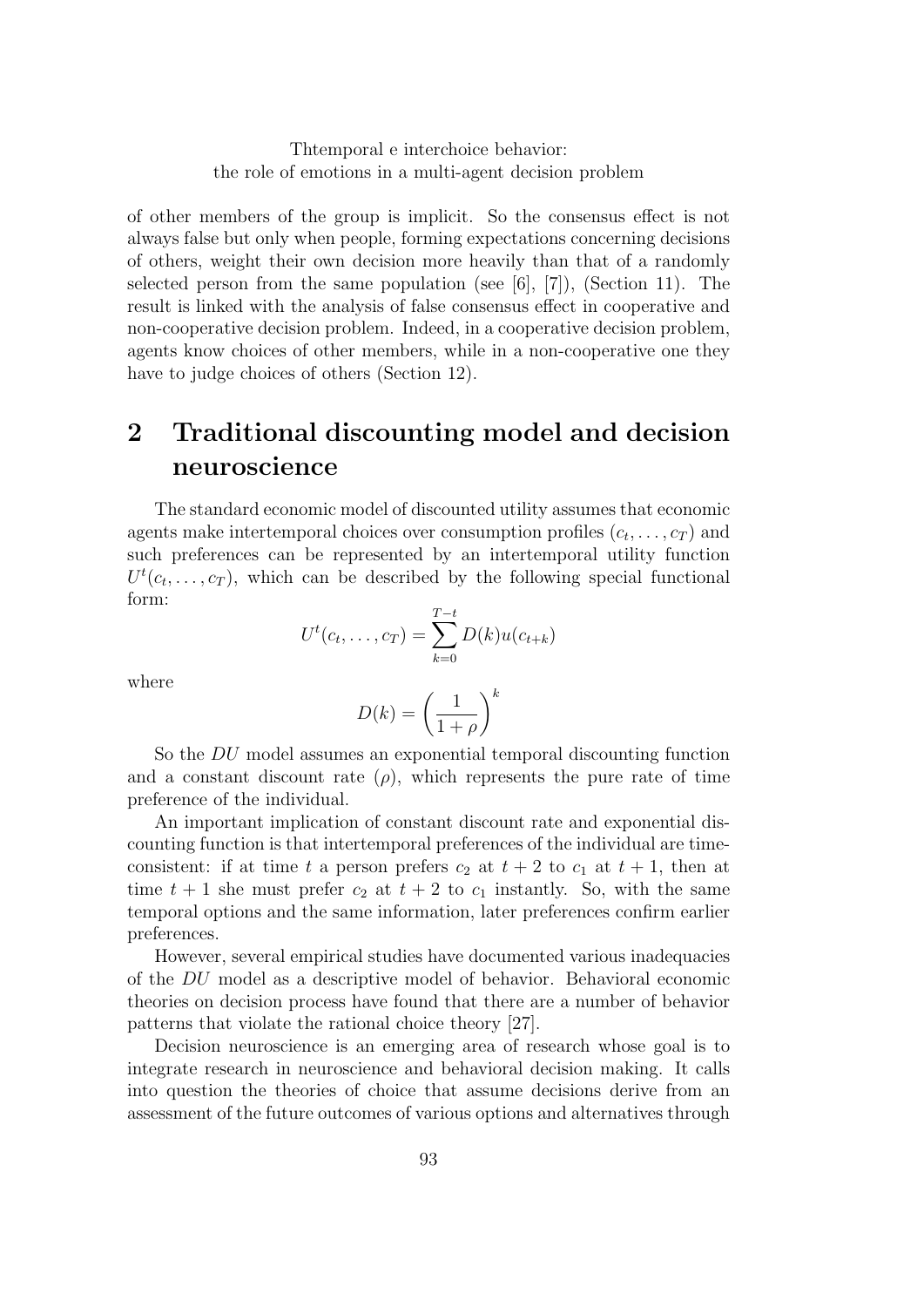of other members of the group is implicit. So the consensus effect is not always false but only when people, forming expectations concerning decisions of others, weight their own decision more heavily than that of a randomly selected person from the same population (see [6], [7]), (Section 11). The result is linked with the analysis of false consensus effect in cooperative and non-cooperative decision problem. Indeed, in a cooperative decision problem, agents know choices of other members, while in a non-cooperative one they have to judge choices of others (Section 12).

## 2 Traditional discounting model and decision neuroscience

The standard economic model of discounted utility assumes that economic agents make intertemporal choices over consumption profiles $(c_t, \ldots, c_T)$ and such preferences can be represented by an intertemporal utility function $U^t(c_t, \ldots, c_T)$, which can be described by the following special functional form:

$$U^t(c_t, \ldots, c_T) = \sum_{k=0}^{T-t} D(k)u(c_{t+k})$$

where

$$D(k) = \left(\frac{1}{1+\rho}\right)^k$$

So the *DU* model assumes an exponential temporal discounting function and a constant discount rate $(\rho)$, which represents the pure rate of time preference of the individual.

An important implication of constant discount rate and exponential discounting function is that intertemporal preferences of the individual are time-consistent: if at time $t$ a person prefers $c_2$ at $t+2$ to $c_1$ at $t+1$, then at time $t+1$ she must prefer $c_2$ at $t+2$ to $c_1$ instantly. So, with the same temporal options and the same information, later preferences confirm earlier preferences.

However, several empirical studies have documented various inadequacies of the *DU* model as a descriptive model of behavior. Behavioral economic theories on decision process have found that there are a number of behavior patterns that violate the rational choice theory [27].

Decision neuroscience is an emerging area of research whose goal is to integrate research in neuroscience and behavioral decision making. It calls into question the theories of choice that assume decisions derive from an assessment of the future outcomes of various options and alternatives through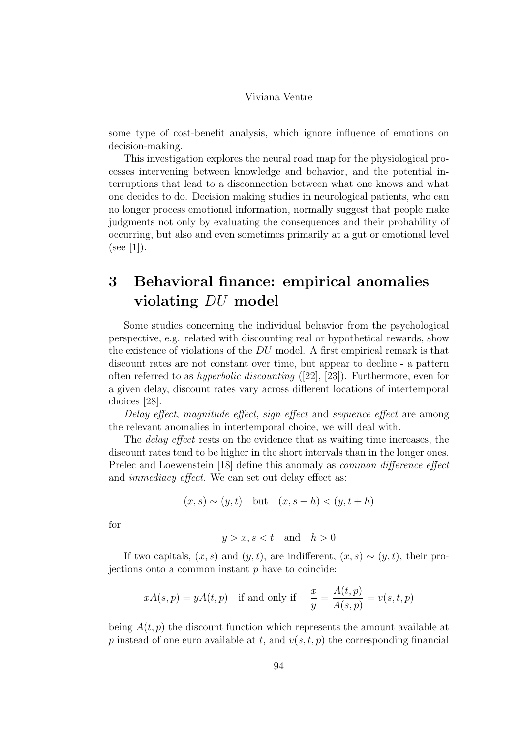some type of cost-benefit analysis, which ignore influence of emotions on decision-making.

This investigation explores the neural road map for the physiological processes intervening between knowledge and behavior, and the potential interruptions that lead to a disconnection between what one knows and what one decides to do. Decision making studies in neurological patients, who can no longer process emotional information, normally suggest that people make judgments not only by evaluating the consequences and their probability of occurring, but also and even sometimes primarily at a gut or emotional level (see [1]).

# 3 Behavioral finance: empirical anomalies violating $DU$ model

Some studies concerning the individual behavior from the psychological perspective, e.g. related with discounting real or hypothetical rewards, show the existence of violations of the $DU$ model. A first empirical remark is that discount rates are not constant over time, but appear to decline - a pattern often referred to as *hyperbolic discounting* ([22], [23]). Furthermore, even for a given delay, discount rates vary across different locations of intertemporal choices [28].

*Delay effect*, *magnitude effect*, *sign effect* and *sequence effect* are among the relevant anomalies in intertemporal choice, we will deal with.

The *delay effect* rests on the evidence that as waiting time increases, the discount rates tend to be higher in the short intervals than in the longer ones. Prelec and Loewenstein [18] define this anomaly as *common difference effect* and *immediacy effect*. We can set out delay effect as:

$$(x, s) \sim (y, t) \quad \text{but} \quad (x, s+h) < (y, t+h)$$

for

$$y > x, s < t \quad \text{and} \quad h > 0$$

If two capitals, $(x, s)$ and $(y, t)$, are indifferent, $(x, s) \sim (y, t)$, their projections onto a common instant $p$ have to coincide:

$$xA(s, p) = yA(t, p) \quad \text{if and only if} \quad \frac{x}{y} = \frac{A(t, p)}{A(s, p)} = v(s, t, p)$$

being $A(t, p)$ the discount function which represents the amount available at $p$ instead of one euro available at $t$, and $v(s, t, p)$ the corresponding financial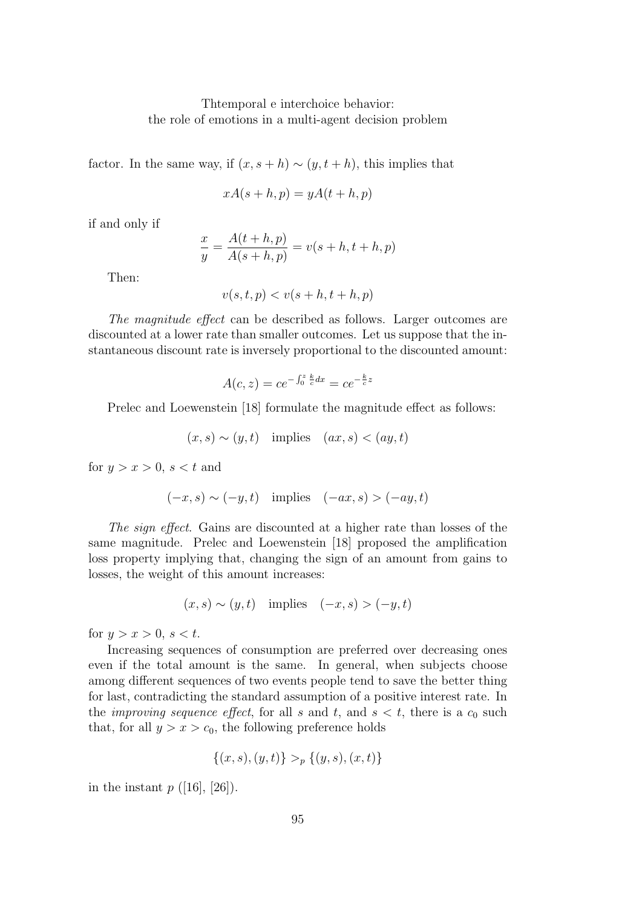factor. In the same way, if $(x, s+h) \sim (y, t+h)$, this implies that

$$xA(s+h,p) = yA(t+h,p)$$

if and only if

$$\frac{x}{y} = \frac{A(t+h,p)}{A(s+h,p)} = v(s+h, t+h, p)$$

Then:

$$v(s,t,p) < v(s+h,t+h,p)$$

*The magnitude effect* can be described as follows. Larger outcomes are discounted at a lower rate than smaller outcomes. Let us suppose that the instantaneous discount rate is inversely proportional to the discounted amount:

$$A(c,z) = ce^{-\int_0^z \frac{k}{c} dx} = ce^{-\frac{k}{c}z}$$

Prelec and Loewenstein [18] formulate the magnitude effect as follows:

$$(x,s) \sim (y,t) \quad \text{implies} \quad (ax,s) < (ay,t)$$

for $y > x > 0$, $s < t$ and

$$(-x,s) \sim (-y,t) \quad \text{implies} \quad (-ax,s) > (-ay,t)$$

*The sign effect*. Gains are discounted at a higher rate than losses of the same magnitude. Prelec and Loewenstein [18] proposed the amplification loss property implying that, changing the sign of an amount from gains to losses, the weight of this amount increases:

$$(x,s) \sim (y,t) \quad \text{implies} \quad (-x,s) > (-y,t)$$

for $y > x > 0$, $s < t$.

Increasing sequences of consumption are preferred over decreasing ones even if the total amount is the same. In general, when subjects choose among different sequences of two events people tend to save the better thing for last, contradicting the standard assumption of a positive interest rate. In the *improving sequence effect*, for all $s$ and $t$, and $s < t$, there is a $c_0$ such that, for all $y > x > c_0$, the following preference holds

$$\{(x,s),(y,t)\} >_p \{(y,s),(x,t)\}$$

in the instant $p$ ([16], [26]).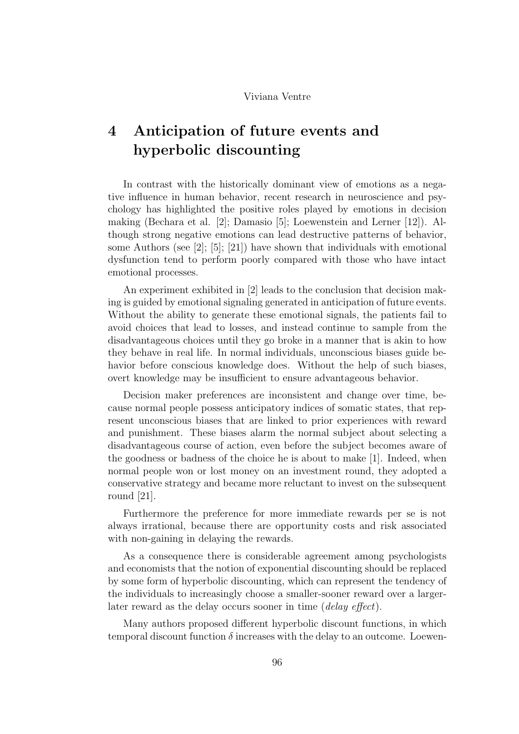# 4 Anticipation of future events and hyperbolic discounting

In contrast with the historically dominant view of emotions as a negative influence in human behavior, recent research in neuroscience and psychology has highlighted the positive roles played by emotions in decision making (Bechara et al. [2]; Damasio [5]; Loewenstein and Lerner [12]). Although strong negative emotions can lead destructive patterns of behavior, some Authors (see [2]; [5]; [21]) have shown that individuals with emotional dysfunction tend to perform poorly compared with those who have intact emotional processes.

An experiment exhibited in [2] leads to the conclusion that decision making is guided by emotional signaling generated in anticipation of future events. Without the ability to generate these emotional signals, the patients fail to avoid choices that lead to losses, and instead continue to sample from the disadvantageous choices until they go broke in a manner that is akin to how they behave in real life. In normal individuals, unconscious biases guide behavior before conscious knowledge does. Without the help of such biases, overt knowledge may be insufficient to ensure advantageous behavior.

Decision maker preferences are inconsistent and change over time, because normal people possess anticipatory indices of somatic states, that represent unconscious biases that are linked to prior experiences with reward and punishment. These biases alarm the normal subject about selecting a disadvantageous course of action, even before the subject becomes aware of the goodness or badness of the choice he is about to make [1]. Indeed, when normal people won or lost money on an investment round, they adopted a conservative strategy and became more reluctant to invest on the subsequent round [21].

Furthermore the preference for more immediate rewards per se is not always irrational, because there are opportunity costs and risk associated with non-gaining in delaying the rewards.

As a consequence there is considerable agreement among psychologists and economists that the notion of exponential discounting should be replaced by some form of hyperbolic discounting, which can represent the tendency of the individuals to increasingly choose a smaller-sooner reward over a larger-later reward as the delay occurs sooner in time (*delay effect*).

Many authors proposed different hyperbolic discount functions, in which temporal discount function $\delta$ increases with the delay to an outcome. Loewen-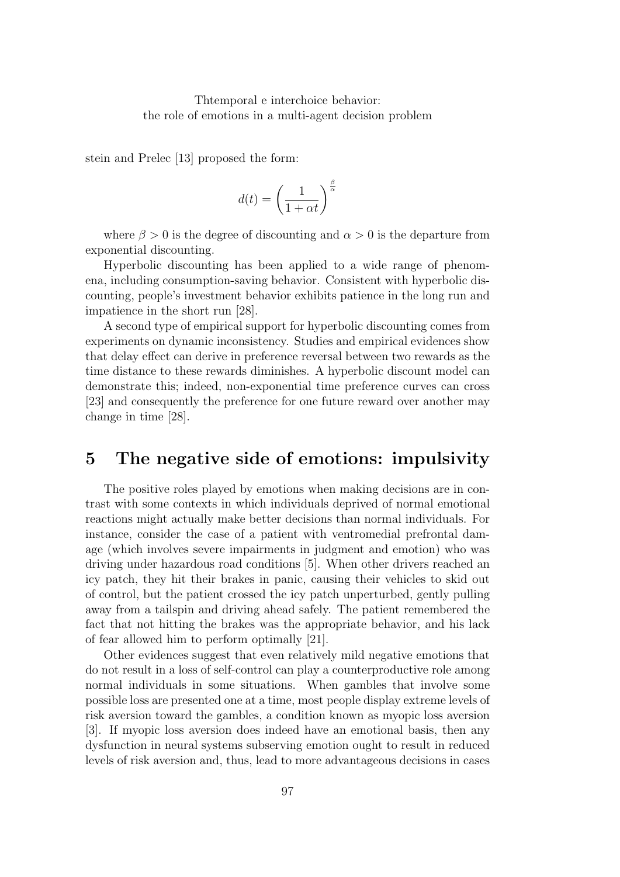stein and Prelec [13] proposed the form:

$$d(t) = \left(\frac{1}{1+\alpha t}\right)^{\frac{\beta}{\alpha}}$$

where $\beta > 0$ is the degree of discounting and $\alpha > 0$ is the departure from exponential discounting.

Hyperbolic discounting has been applied to a wide range of phenomena, including consumption-saving behavior. Consistent with hyperbolic discounting, people's investment behavior exhibits patience in the long run and impatience in the short run [28].

A second type of empirical support for hyperbolic discounting comes from experiments on dynamic inconsistency. Studies and empirical evidences show that delay effect can derive in preference reversal between two rewards as the time distance to these rewards diminishes. A hyperbolic discount model can demonstrate this; indeed, non-exponential time preference curves can cross [23] and consequently the preference for one future reward over another may change in time [28].

## 5 The negative side of emotions: impulsivity

The positive roles played by emotions when making decisions are in contrast with some contexts in which individuals deprived of normal emotional reactions might actually make better decisions than normal individuals. For instance, consider the case of a patient with ventromedial prefrontal damage (which involves severe impairments in judgment and emotion) who was driving under hazardous road conditions [5]. When other drivers reached an icy patch, they hit their brakes in panic, causing their vehicles to skid out of control, but the patient crossed the icy patch unperturbed, gently pulling away from a tailspin and driving ahead safely. The patient remembered the fact that not hitting the brakes was the appropriate behavior, and his lack of fear allowed him to perform optimally [21].

Other evidences suggest that even relatively mild negative emotions that do not result in a loss of self-control can play a counterproductive role among normal individuals in some situations. When gambles that involve some possible loss are presented one at a time, most people display extreme levels of risk aversion toward the gambles, a condition known as myopic loss aversion [3]. If myopic loss aversion does indeed have an emotional basis, then any dysfunction in neural systems subserving emotion ought to result in reduced levels of risk aversion and, thus, lead to more advantageous decisions in cases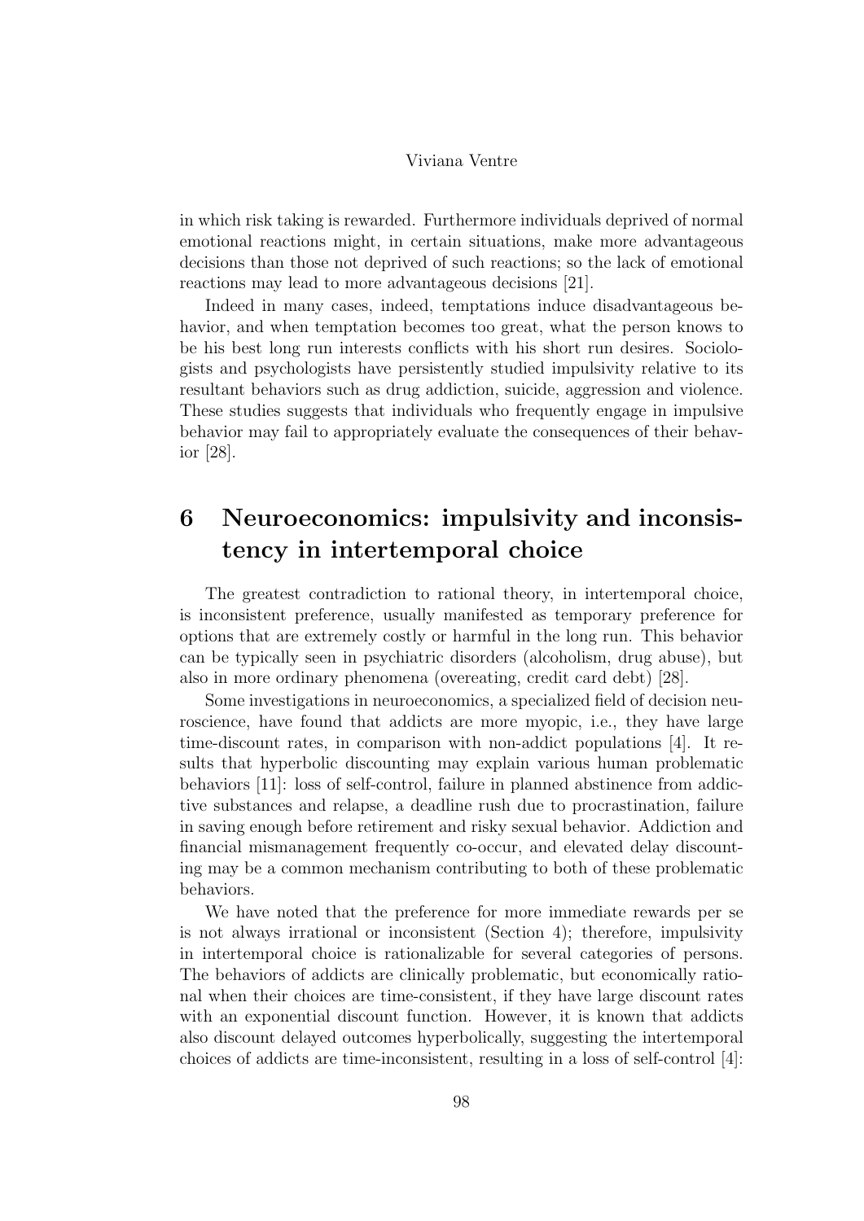in which risk taking is rewarded. Furthermore individuals deprived of normal emotional reactions might, in certain situations, make more advantageous decisions than those not deprived of such reactions; so the lack of emotional reactions may lead to more advantageous decisions [21].

Indeed in many cases, indeed, temptations induce disadvantageous behavior, and when temptation becomes too great, what the person knows to be his best long run interests conflicts with his short run desires. Sociologists and psychologists have persistently studied impulsivity relative to its resultant behaviors such as drug addiction, suicide, aggression and violence. These studies suggests that individuals who frequently engage in impulsive behavior may fail to appropriately evaluate the consequences of their behavior [28].

# 6 Neuroeconomics: impulsivity and inconsistency in intertemporal choice

The greatest contradiction to rational theory, in intertemporal choice, is inconsistent preference, usually manifested as temporary preference for options that are extremely costly or harmful in the long run. This behavior can be typically seen in psychiatric disorders (alcoholism, drug abuse), but also in more ordinary phenomena (overeating, credit card debt) [28].

Some investigations in neuroeconomics, a specialized field of decision neuroscience, have found that addicts are more myopic, i.e., they have large time-discount rates, in comparison with non-addict populations [4]. It results that hyperbolic discounting may explain various human problematic behaviors [11]: loss of self-control, failure in planned abstinence from addictive substances and relapse, a deadline rush due to procrastination, failure in saving enough before retirement and risky sexual behavior. Addiction and financial mismanagement frequently co-occur, and elevated delay discounting may be a common mechanism contributing to both of these problematic behaviors.

We have noted that the preference for more immediate rewards per se is not always irrational or inconsistent (Section 4); therefore, impulsivity in intertemporal choice is rationalizable for several categories of persons. The behaviors of addicts are clinically problematic, but economically rational when their choices are time-consistent, if they have large discount rates with an exponential discount function. However, it is known that addicts also discount delayed outcomes hyperbolically, suggesting the intertemporal choices of addicts are time-inconsistent, resulting in a loss of self-control [4]: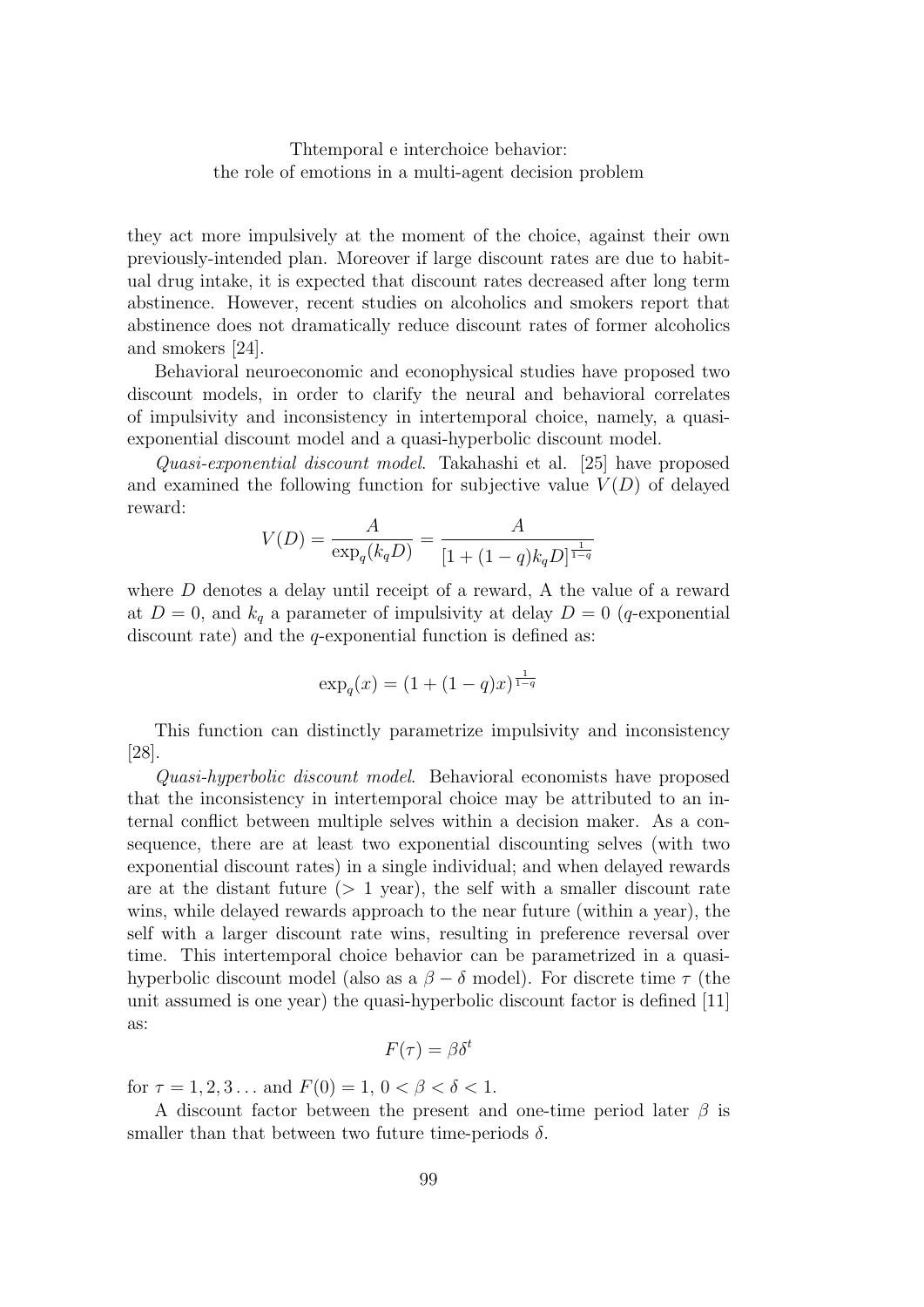they act more impulsively at the moment of the choice, against their own previously-intended plan. Moreover if large discount rates are due to habitual drug intake, it is expected that discount rates decreased after long term abstinence. However, recent studies on alcoholics and smokers report that abstinence does not dramatically reduce discount rates of former alcoholics and smokers [24].

Behavioral neuroeconomic and econophysical studies have proposed two discount models, in order to clarify the neural and behavioral correlates of impulsivity and inconsistency in intertemporal choice, namely, a quasi-exponential discount model and a quasi-hyperbolic discount model.

*Quasi-exponential discount model*. Takahashi et al. [25] have proposed and examined the following function for subjective value $V(D)$ of delayed reward:

$$V(D) = \frac{A}{\exp_q(k_q D)} = \frac{A}{[1 + (1-q)k_q D]^{\frac{1}{1-q}}}$$

where $D$ denotes a delay until receipt of a reward, A the value of a reward at $D = 0$, and $k_q$ a parameter of impulsivity at delay $D = 0$ ($q$-exponential discount rate) and the $q$-exponential function is defined as:

$$\exp_q(x) = (1 + (1-q)x)^{\frac{1}{1-q}}$$

This function can distinctly parametrize impulsivity and inconsistency [28].

*Quasi-hyperbolic discount model*. Behavioral economists have proposed that the inconsistency in intertemporal choice may be attributed to an internal conflict between multiple selves within a decision maker. As a consequence, there are at least two exponential discounting selves (with two exponential discount rates) in a single individual; and when delayed rewards are at the distant future ($> 1$ year), the self with a smaller discount rate wins, while delayed rewards approach to the near future (within a year), the self with a larger discount rate wins, resulting in preference reversal over time. This intertemporal choice behavior can be parametrized in a quasi-hyperbolic discount model (also as a $\beta - \delta$ model). For discrete time $\tau$ (the unit assumed is one year) the quasi-hyperbolic discount factor is defined [11] as:

$$F(\tau) = \beta\delta^t$$

for $\tau = 1, 2, 3\ldots$ and $F(0) = 1$, $0 < \beta < \delta < 1$.

A discount factor between the present and one-time period later $\beta$ is smaller than that between two future time-periods $\delta$.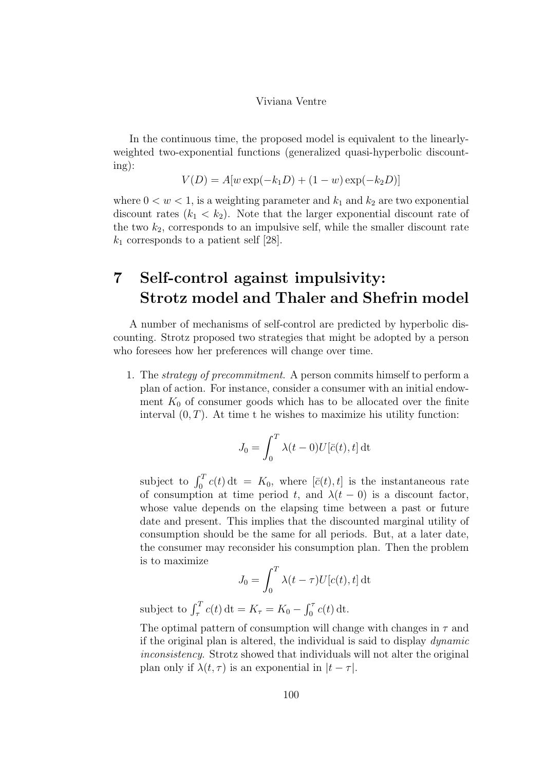In the continuous time, the proposed model is equivalent to the linearly-weighted two-exponential functions (generalized quasi-hyperbolic discounting):

$$V(D) = A[w \exp(-k_1 D) + (1 - w) \exp(-k_2 D)]$$

where $0 < w < 1$, is a weighting parameter and $k_1$ and $k_2$ are two exponential discount rates ($k_1 < k_2$). Note that the larger exponential discount rate of the two $k_2$, corresponds to an impulsive self, while the smaller discount rate $k_1$ corresponds to a patient self [28].

# 7 Self-control against impulsivity: Strotz model and Thaler and Shefrin model

A number of mechanisms of self-control are predicted by hyperbolic discounting. Strotz proposed two strategies that might be adopted by a person who foresees how her preferences will change over time.

1. The *strategy of precommitment*. A person commits himself to perform a plan of action. For instance, consider a consumer with an initial endowment $K_0$ of consumer goods which has to be allocated over the finite interval $(0, T)$. At time t he wishes to maximize his utility function:

   $$J_0 = \int_0^T \lambda(t - 0) U[\bar{c}(t), t] \, \mathrm{dt}$$

   subject to $\int_0^T c(t) \, \mathrm{dt} = K_0$, where $[\bar{c}(t), t]$ is the instantaneous rate of consumption at time period $t$, and $\lambda(t - 0)$ is a discount factor, whose value depends on the elapsing time between a past or future date and present. This implies that the discounted marginal utility of consumption should be the same for all periods. But, at a later date, the consumer may reconsider his consumption plan. Then the problem is to maximize

   $$J_0 = \int_0^T \lambda(t - \tau) U[c(t), t] \, \mathrm{dt}$$

   subject to $\int_\tau^T c(t) \, \mathrm{dt} = K_\tau = K_0 - \int_0^\tau c(t) \, \mathrm{dt}$.

   The optimal pattern of consumption will change with changes in $\tau$ and if the original plan is altered, the individual is said to display *dynamic inconsistency*. Strotz showed that individuals will not alter the original plan only if $\lambda(t, \tau)$ is an exponential in $|t - \tau|$.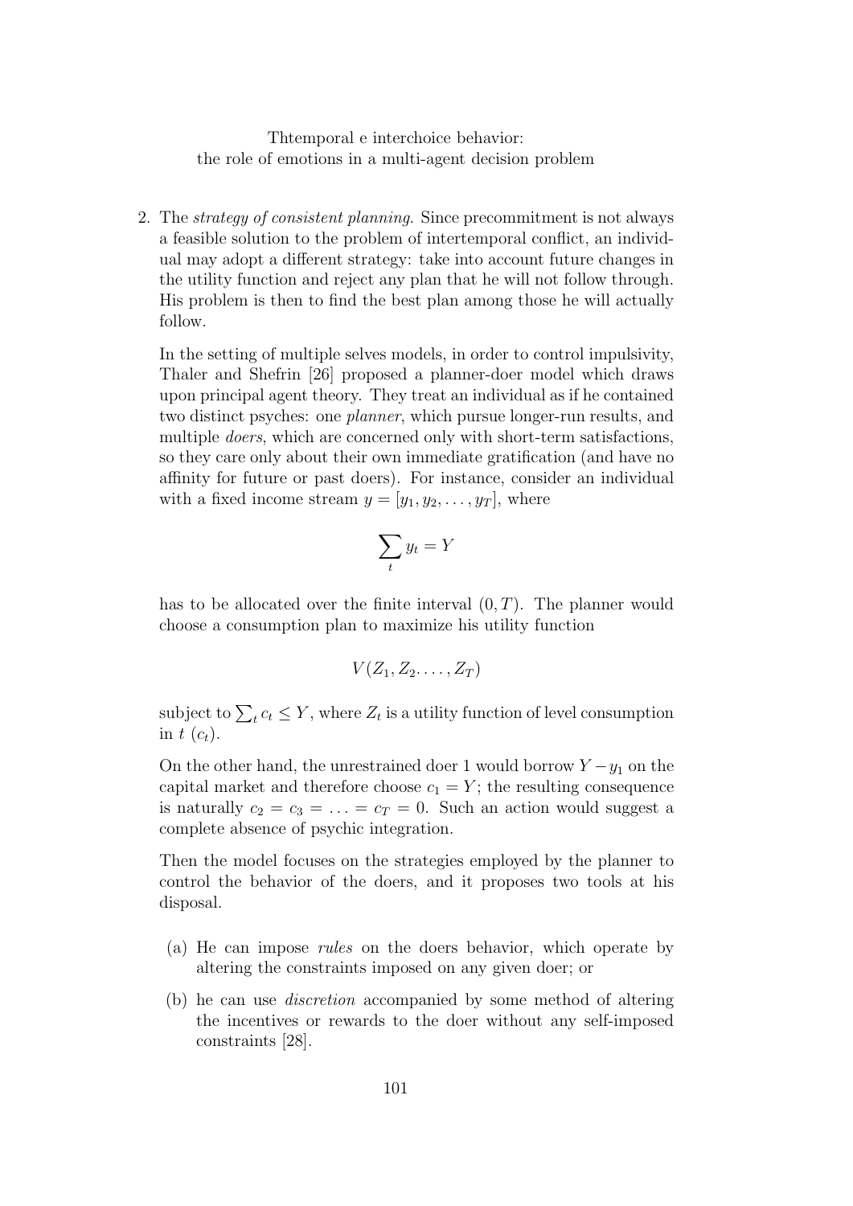2. The *strategy of consistent planning*. Since precommitment is not always a feasible solution to the problem of intertemporal conflict, an individual may adopt a different strategy: take into account future changes in the utility function and reject any plan that he will not follow through. His problem is then to find the best plan among those he will actually follow.

   In the setting of multiple selves models, in order to control impulsivity, Thaler and Shefrin [26] proposed a planner-doer model which draws upon principal agent theory. They treat an individual as if he contained two distinct psyches: one *planner*, which pursue longer-run results, and multiple *doers*, which are concerned only with short-term satisfactions, so they care only about their own immediate gratification (and have no affinity for future or past doers). For instance, consider an individual with a fixed income stream $y = [y_1, y_2, \ldots, y_T]$, where

   $$\sum_t y_t = Y$$

   has to be allocated over the finite interval $(0, T)$. The planner would choose a consumption plan to maximize his utility function

   $$V(Z_1, Z_2 \ldots, Z_T)$$

   subject to $\sum_t c_t \leq Y$, where $Z_t$ is a utility function of level consumption in $t$ ($c_t$).

   On the other hand, the unrestrained doer 1 would borrow $Y - y_1$ on the capital market and therefore choose $c_1 = Y$; the resulting consequence is naturally $c_2 = c_3 = \ldots = c_T = 0$. Such an action would suggest a complete absence of psychic integration.

   Then the model focuses on the strategies employed by the planner to control the behavior of the doers, and it proposes two tools at his disposal.

   (a) He can impose *rules* on the doers behavior, which operate by altering the constraints imposed on any given doer; or

   (b) he can use *discretion* accompanied by some method of altering the incentives or rewards to the doer without any self-imposed constraints [28].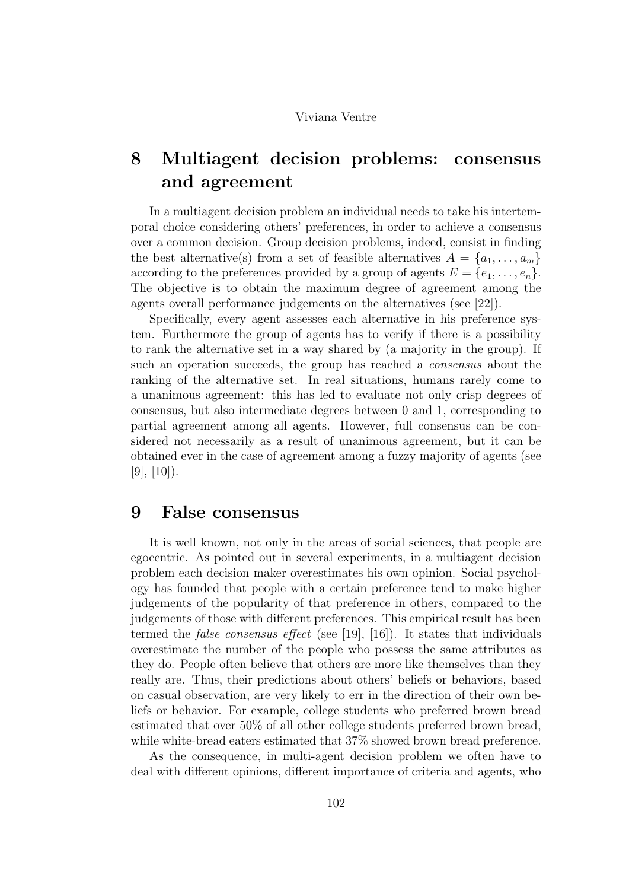# 8 Multiagent decision problems: consensus and agreement

In a multiagent decision problem an individual needs to take his intertemporal choice considering others' preferences, in order to achieve a consensus over a common decision. Group decision problems, indeed, consist in finding the best alternative(s) from a set of feasible alternatives $A = \{a_1, \ldots, a_m\}$ according to the preferences provided by a group of agents $E = \{e_1, \ldots, e_n\}$. The objective is to obtain the maximum degree of agreement among the agents overall performance judgements on the alternatives (see [22]).

Specifically, every agent assesses each alternative in his preference system. Furthermore the group of agents has to verify if there is a possibility to rank the alternative set in a way shared by (a majority in the group). If such an operation succeeds, the group has reached a *consensus* about the ranking of the alternative set. In real situations, humans rarely come to a unanimous agreement: this has led to evaluate not only crisp degrees of consensus, but also intermediate degrees between 0 and 1, corresponding to partial agreement among all agents. However, full consensus can be considered not necessarily as a result of unanimous agreement, but it can be obtained ever in the case of agreement among a fuzzy majority of agents (see [9], [10]).

# 9 False consensus

It is well known, not only in the areas of social sciences, that people are egocentric. As pointed out in several experiments, in a multiagent decision problem each decision maker overestimates his own opinion. Social psychology has founded that people with a certain preference tend to make higher judgements of the popularity of that preference in others, compared to the judgements of those with different preferences. This empirical result has been termed the *false consensus effect* (see [19], [16]). It states that individuals overestimate the number of the people who possess the same attributes as they do. People often believe that others are more like themselves than they really are. Thus, their predictions about others' beliefs or behaviors, based on casual observation, are very likely to err in the direction of their own beliefs or behavior. For example, college students who preferred brown bread estimated that over 50% of all other college students preferred brown bread, while white-bread eaters estimated that 37% showed brown bread preference.

As the consequence, in multi-agent decision problem we often have to deal with different opinions, different importance of criteria and agents, who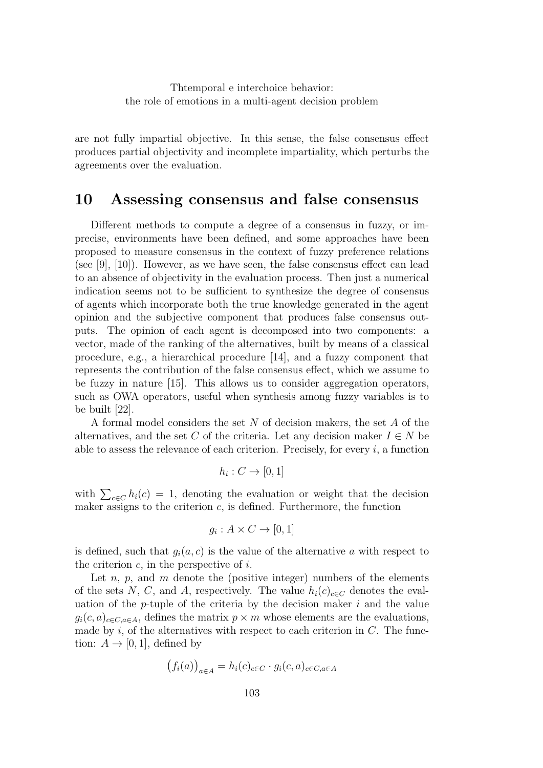are not fully impartial objective. In this sense, the false consensus effect produces partial objectivity and incomplete impartiality, which perturbs the agreements over the evaluation.

## 10 Assessing consensus and false consensus

Different methods to compute a degree of a consensus in fuzzy, or imprecise, environments have been defined, and some approaches have been proposed to measure consensus in the context of fuzzy preference relations (see [9], [10]). However, as we have seen, the false consensus effect can lead to an absence of objectivity in the evaluation process. Then just a numerical indication seems not to be sufficient to synthesize the degree of consensus of agents which incorporate both the true knowledge generated in the agent opinion and the subjective component that produces false consensus outputs. The opinion of each agent is decomposed into two components: a vector, made of the ranking of the alternatives, built by means of a classical procedure, e.g., a hierarchical procedure [14], and a fuzzy component that represents the contribution of the false consensus effect, which we assume to be fuzzy in nature [15]. This allows us to consider aggregation operators, such as OWA operators, useful when synthesis among fuzzy variables is to be built [22].

A formal model considers the set $N$ of decision makers, the set $A$ of the alternatives, and the set $C$ of the criteria. Let any decision maker $I \in N$ be able to assess the relevance of each criterion. Precisely, for every $i$, a function

$$h_i : C \to [0, 1]$$

with $\sum_{c \in C} h_i(c) = 1$, denoting the evaluation or weight that the decision maker assigns to the criterion $c$, is defined. Furthermore, the function

$$g_i : A \times C \to [0, 1]$$

is defined, such that $g_i(a, c)$ is the value of the alternative $a$ with respect to the criterion $c$, in the perspective of $i$.

Let $n$, $p$, and $m$ denote the (positive integer) numbers of the elements of the sets $N$, $C$, and $A$, respectively. The value $h_i(c)_{c \in C}$ denotes the evaluation of the $p$-tuple of the criteria by the decision maker $i$ and the value $g_i(c, a)_{c \in C, a \in A}$, defines the matrix $p \times m$ whose elements are the evaluations, made by $i$, of the alternatives with respect to each criterion in $C$. The function: $A \to [0, 1]$, defined by

$$\big(f_i(a)\big)_{a \in A} = h_i(c)_{c \in C} \cdot g_i(c, a)_{c \in C, a \in A}$$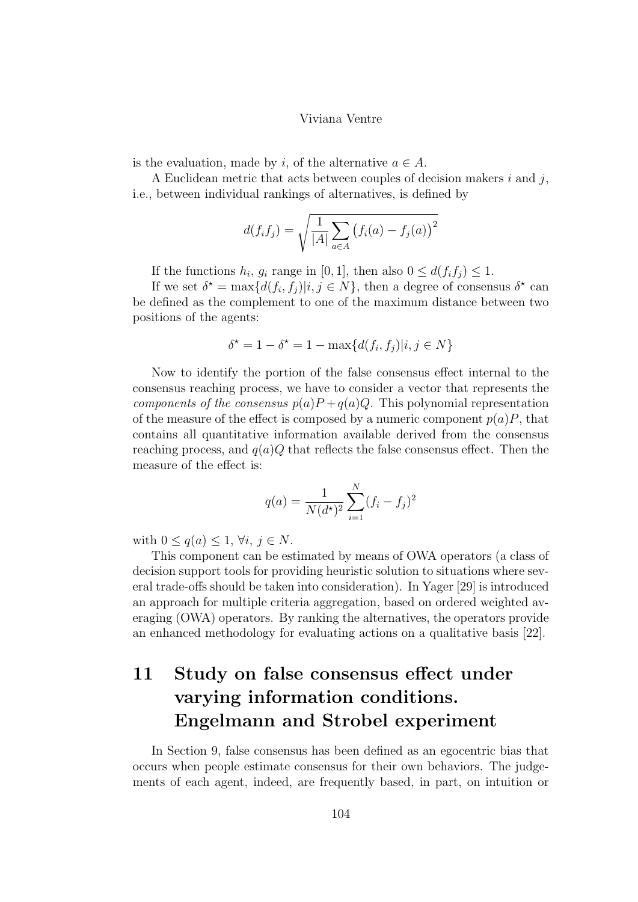is the evaluation, made by $i$, of the alternative $a \in A$.

A Euclidean metric that acts between couples of decision makers $i$ and $j$, i.e., between individual rankings of alternatives, is defined by

$$d(f_i f_j) = \sqrt{\frac{1}{|A|} \sum_{a \in A} \big(f_i(a) - f_j(a)\big)^2}$$

If the functions $h_i$, $g_i$ range in $[0, 1]$, then also $0 \leq d(f_i f_j) \leq 1$.

If we set $\delta^\star = \max\{d(f_i, f_j) | i, j \in N\}$, then a degree of consensus $\delta^\star$ can be defined as the complement to one of the maximum distance between two positions of the agents:

$$\delta^\star = 1 - \delta^\star = 1 - \max\{d(f_i, f_j) | i, j \in N\}$$

Now to identify the portion of the false consensus effect internal to the consensus reaching process, we have to consider a vector that represents the *components of the consensus* $p(a)P + q(a)Q$. This polynomial representation of the measure of the effect is composed by a numeric component $p(a)P$, that contains all quantitative information available derived from the consensus reaching process, and $q(a)Q$ that reflects the false consensus effect. Then the measure of the effect is:

$$q(a) = \frac{1}{N(d^\star)^2} \sum_{i=1}^{N} (f_i - f_j)^2$$

with $0 \leq q(a) \leq 1$, $\forall i, j \in N$.

This component can be estimated by means of OWA operators (a class of decision support tools for providing heuristic solution to situations where several trade-offs should be taken into consideration). In Yager [29] is introduced an approach for multiple criteria aggregation, based on ordered weighted averaging (OWA) operators. By ranking the alternatives, the operators provide an enhanced methodology for evaluating actions on a qualitative basis [22].

# 11 Study on false consensus effect under varying information conditions. Engelmann and Strobel experiment

In Section 9, false consensus has been defined as an egocentric bias that occurs when people estimate consensus for their own behaviors. The judgements of each agent, indeed, are frequently based, in part, on intuition or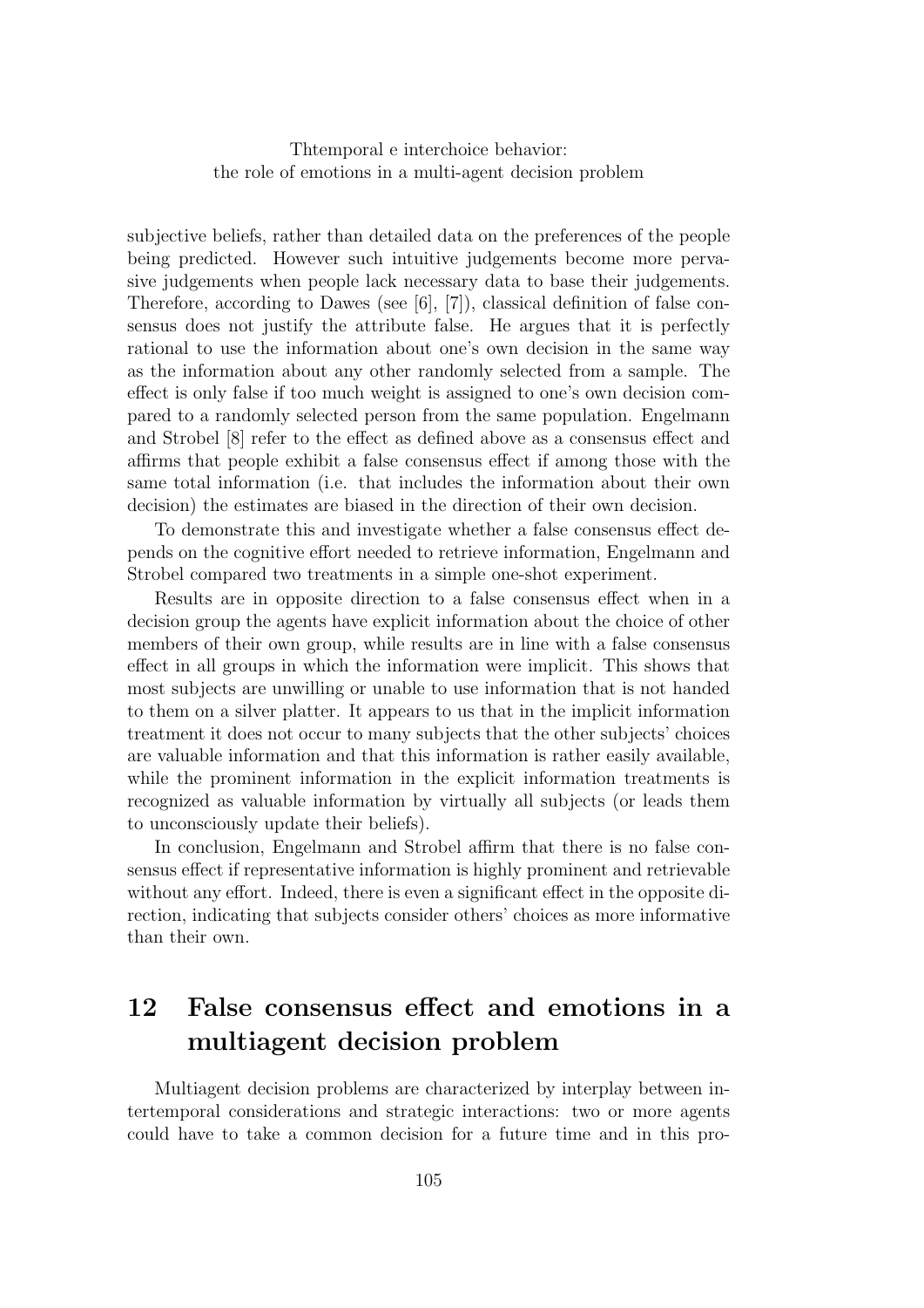subjective beliefs, rather than detailed data on the preferences of the people being predicted. However such intuitive judgements become more pervasive judgements when people lack necessary data to base their judgements. Therefore, according to Dawes (see [6], [7]), classical definition of false consensus does not justify the attribute false. He argues that it is perfectly rational to use the information about one's own decision in the same way as the information about any other randomly selected from a sample. The effect is only false if too much weight is assigned to one's own decision compared to a randomly selected person from the same population. Engelmann and Strobel [8] refer to the effect as defined above as a consensus effect and affirms that people exhibit a false consensus effect if among those with the same total information (i.e. that includes the information about their own decision) the estimates are biased in the direction of their own decision.

To demonstrate this and investigate whether a false consensus effect depends on the cognitive effort needed to retrieve information, Engelmann and Strobel compared two treatments in a simple one-shot experiment.

Results are in opposite direction to a false consensus effect when in a decision group the agents have explicit information about the choice of other members of their own group, while results are in line with a false consensus effect in all groups in which the information were implicit. This shows that most subjects are unwilling or unable to use information that is not handed to them on a silver platter. It appears to us that in the implicit information treatment it does not occur to many subjects that the other subjects' choices are valuable information and that this information is rather easily available, while the prominent information in the explicit information treatments is recognized as valuable information by virtually all subjects (or leads them to unconsciously update their beliefs).

In conclusion, Engelmann and Strobel affirm that there is no false consensus effect if representative information is highly prominent and retrievable without any effort. Indeed, there is even a significant effect in the opposite direction, indicating that subjects consider others' choices as more informative than their own.

## 12 False consensus effect and emotions in a multiagent decision problem

Multiagent decision problems are characterized by interplay between intertemporal considerations and strategic interactions: two or more agents could have to take a common decision for a future time and in this pro-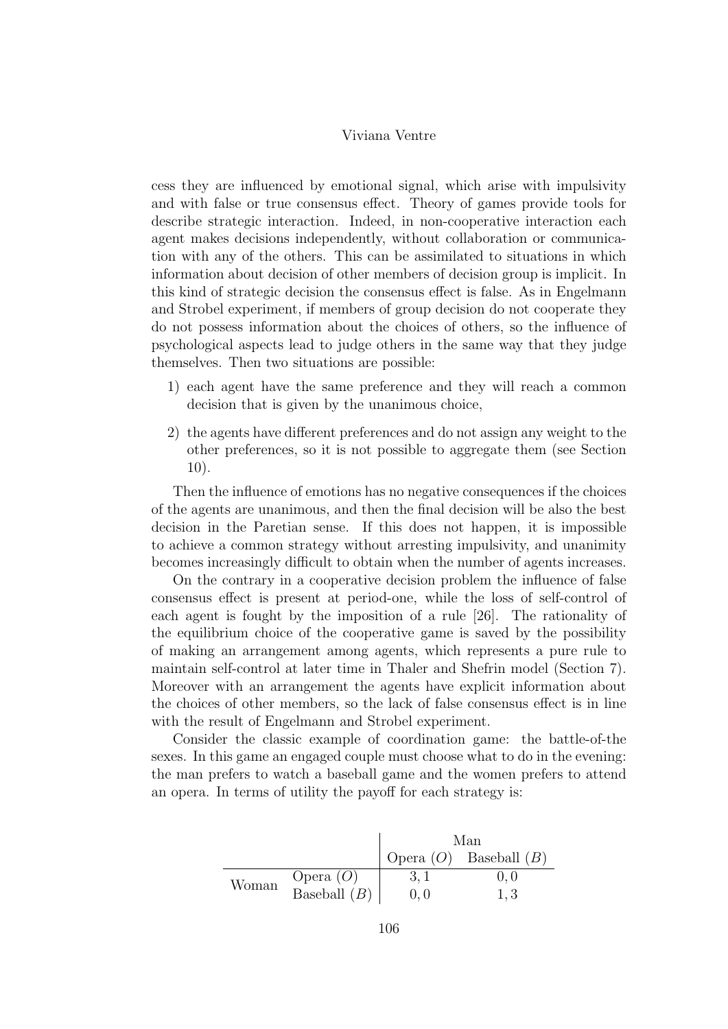cess they are influenced by emotional signal, which arise with impulsivity and with false or true consensus effect. Theory of games provide tools for describe strategic interaction. Indeed, in non-cooperative interaction each agent makes decisions independently, without collaboration or communication with any of the others. This can be assimilated to situations in which information about decision of other members of decision group is implicit. In this kind of strategic decision the consensus effect is false. As in Engelmann and Strobel experiment, if members of group decision do not cooperate they do not possess information about the choices of others, so the influence of psychological aspects lead to judge others in the same way that they judge themselves. Then two situations are possible:

1) each agent have the same preference and they will reach a common decision that is given by the unanimous choice,
2) the agents have different preferences and do not assign any weight to the other preferences, so it is not possible to aggregate them (see Section 10).

Then the influence of emotions has no negative consequences if the choices of the agents are unanimous, and then the final decision will be also the best decision in the Paretian sense. If this does not happen, it is impossible to achieve a common strategy without arresting impulsivity, and unanimity becomes increasingly difficult to obtain when the number of agents increases.

On the contrary in a cooperative decision problem the influence of false consensus effect is present at period-one, while the loss of self-control of each agent is fought by the imposition of a rule [26]. The rationality of the equilibrium choice of the cooperative game is saved by the possibility of making an arrangement among agents, which represents a pure rule to maintain self-control at later time in Thaler and Shefrin model (Section 7). Moreover with an arrangement the agents have explicit information about the choices of other members, so the lack of false consensus effect is in line with the result of Engelmann and Strobel experiment.

Consider the classic example of coordination game: the battle-of-the sexes. In this game an engaged couple must choose what to do in the evening: the man prefers to watch a baseball game and the women prefers to attend an opera. In terms of utility the payoff for each strategy is:

| | | Man | |
|---|---|---|---|
| | | Opera ($O$) | Baseball ($B$) |
| Woman | Opera ($O$) | $3,1$ | $0,0$ |
| | Baseball ($B$) | $0,0$ | $1,3$ |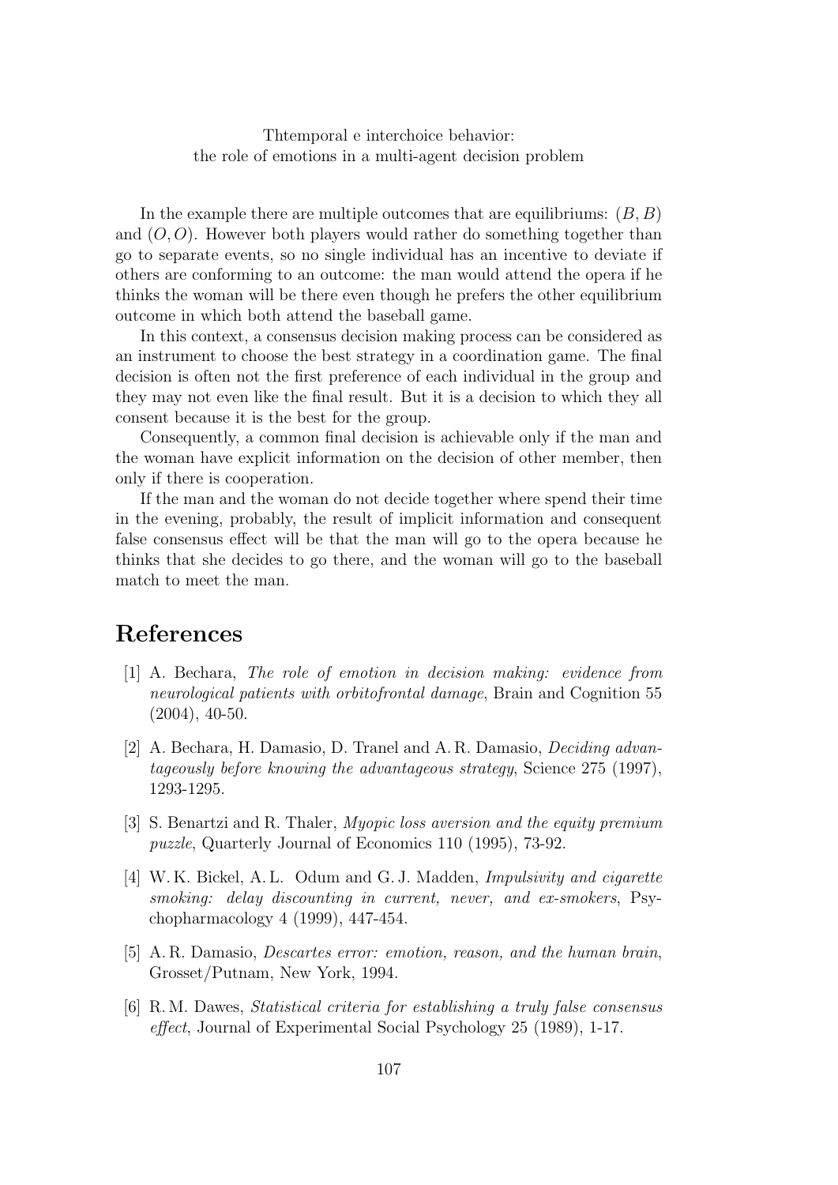In the example there are multiple outcomes that are equilibriums: $(B, B)$ and $(O, O)$. However both players would rather do something together than go to separate events, so no single individual has an incentive to deviate if others are conforming to an outcome: the man would attend the opera if he thinks the woman will be there even though he prefers the other equilibrium outcome in which both attend the baseball game.

In this context, a consensus decision making process can be considered as an instrument to choose the best strategy in a coordination game. The final decision is often not the first preference of each individual in the group and they may not even like the final result. But it is a decision to which they all consent because it is the best for the group.

Consequently, a common final decision is achievable only if the man and the woman have explicit information on the decision of other member, then only if there is cooperation.

If the man and the woman do not decide together where spend their time in the evening, probably, the result of implicit information and consequent false consensus effect will be that the man will go to the opera because he thinks that she decides to go there, and the woman will go to the baseball match to meet the man.

## References

[1] A. Bechara, *The role of emotion in decision making: evidence from neurological patients with orbitofrontal damage*, Brain and Cognition 55 (2004), 40-50.

[2] A. Bechara, H. Damasio, D. Tranel and A. R. Damasio, *Deciding advantageously before knowing the advantageous strategy*, Science 275 (1997), 1293-1295.

[3] S. Benartzi and R. Thaler, *Myopic loss aversion and the equity premium puzzle*, Quarterly Journal of Economics 110 (1995), 73-92.

[4] W. K. Bickel, A. L. Odum and G. J. Madden, *Impulsivity and cigarette smoking: delay discounting in current, never, and ex-smokers*, Psychopharmacology 4 (1999), 447-454.

[5] A. R. Damasio, *Descartes error: emotion, reason, and the human brain*, Grosset/Putnam, New York, 1994.

[6] R. M. Dawes, *Statistical criteria for establishing a truly false consensus effect*, Journal of Experimental Social Psychology 25 (1989), 1-17.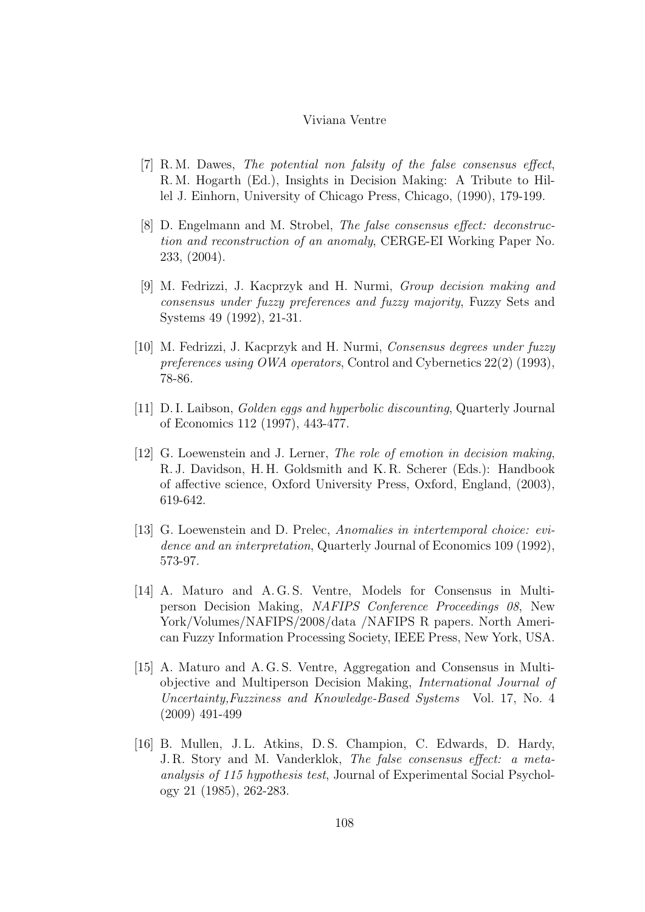[7] R. M. Dawes, *The potential non falsity of the false consensus effect*, R. M. Hogarth (Ed.), Insights in Decision Making: A Tribute to Hillel J. Einhorn, University of Chicago Press, Chicago, (1990), 179-199.

[8] D. Engelmann and M. Strobel, *The false consensus effect: deconstruction and reconstruction of an anomaly*, CERGE-EI Working Paper No. 233, (2004).

[9] M. Fedrizzi, J. Kacprzyk and H. Nurmi, *Group decision making and consensus under fuzzy preferences and fuzzy majority*, Fuzzy Sets and Systems 49 (1992), 21-31.

[10] M. Fedrizzi, J. Kacprzyk and H. Nurmi, *Consensus degrees under fuzzy preferences using OWA operators*, Control and Cybernetics 22(2) (1993), 78-86.

[11] D. I. Laibson, *Golden eggs and hyperbolic discounting*, Quarterly Journal of Economics 112 (1997), 443-477.

[12] G. Loewenstein and J. Lerner, *The role of emotion in decision making*, R. J. Davidson, H. H. Goldsmith and K. R. Scherer (Eds.): Handbook of affective science, Oxford University Press, Oxford, England, (2003), 619-642.

[13] G. Loewenstein and D. Prelec, *Anomalies in intertemporal choice: evidence and an interpretation*, Quarterly Journal of Economics 109 (1992), 573-97.

[14] A. Maturo and A. G. S. Ventre, Models for Consensus in Multiperson Decision Making, *NAFIPS Conference Proceedings 08*, New York/Volumes/NAFIPS/2008/data /NAFIPS R papers. North American Fuzzy Information Processing Society, IEEE Press, New York, USA.

[15] A. Maturo and A. G. S. Ventre, Aggregation and Consensus in Multiobjective and Multiperson Decision Making, *International Journal of Uncertainty,Fuzziness and Knowledge-Based Systems* Vol. 17, No. 4 (2009) 491-499

[16] B. Mullen, J. L. Atkins, D. S. Champion, C. Edwards, D. Hardy, J. R. Story and M. Vanderklok, *The false consensus effect: a meta-analysis of 115 hypothesis test*, Journal of Experimental Social Psychology 21 (1985), 262-283.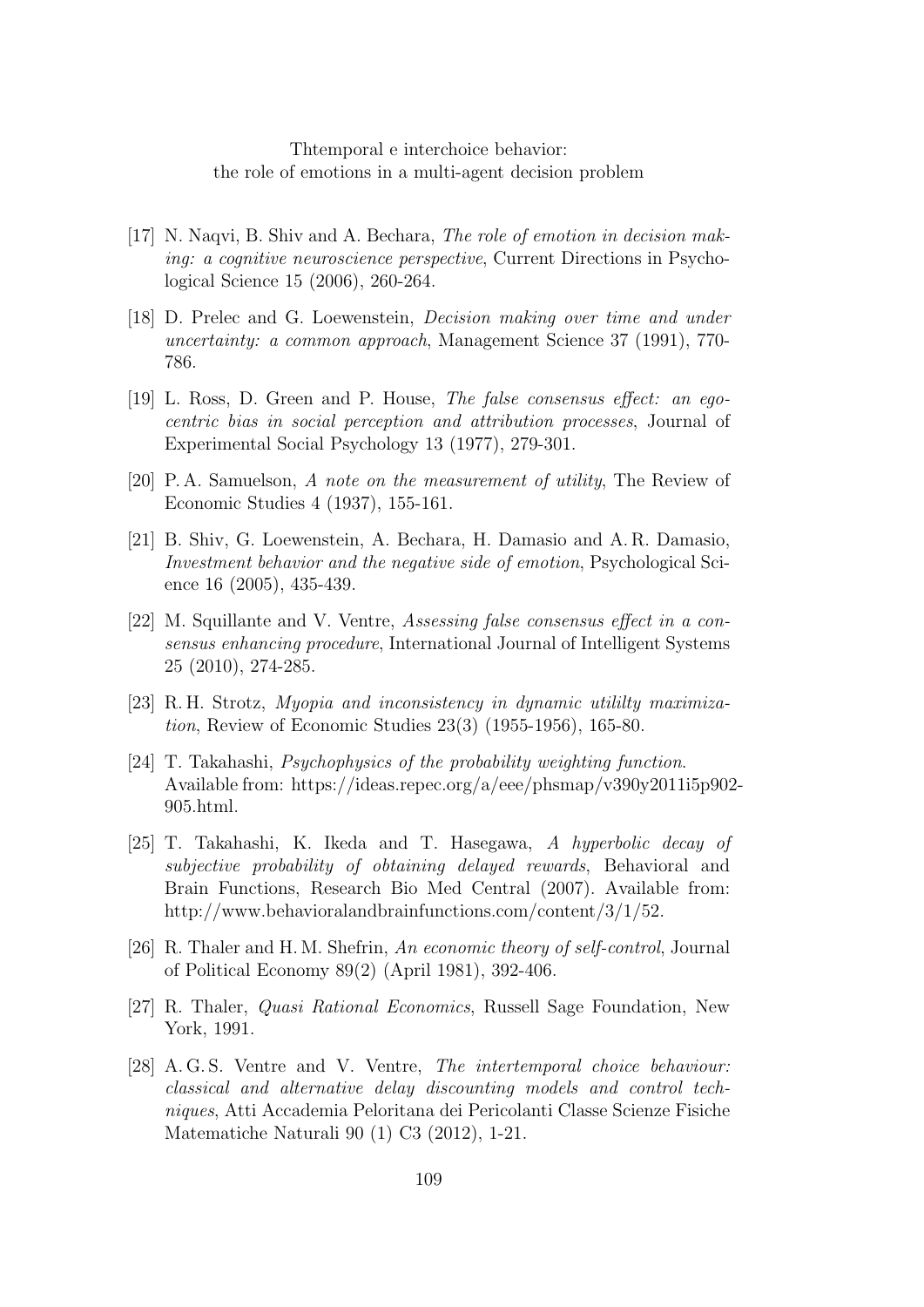[17] N. Naqvi, B. Shiv and A. Bechara, *The role of emotion in decision making: a cognitive neuroscience perspective*, Current Directions in Psychological Science 15 (2006), 260-264.

[18] D. Prelec and G. Loewenstein, *Decision making over time and under uncertainty: a common approach*, Management Science 37 (1991), 770-786.

[19] L. Ross, D. Green and P. House, *The false consensus effect: an egocentric bias in social perception and attribution processes*, Journal of Experimental Social Psychology 13 (1977), 279-301.

[20] P. A. Samuelson, *A note on the measurement of utility*, The Review of Economic Studies 4 (1937), 155-161.

[21] B. Shiv, G. Loewenstein, A. Bechara, H. Damasio and A. R. Damasio, *Investment behavior and the negative side of emotion*, Psychological Science 16 (2005), 435-439.

[22] M. Squillante and V. Ventre, *Assessing false consensus effect in a consensus enhancing procedure*, International Journal of Intelligent Systems 25 (2010), 274-285.

[23] R. H. Strotz, *Myopia and inconsistency in dynamic utililty maximization*, Review of Economic Studies 23(3) (1955-1956), 165-80.

[24] T. Takahashi, *Psychophysics of the probability weighting function*. Available from: https://ideas.repec.org/a/eee/phsmap/v390y2011i5p902-905.html.

[25] T. Takahashi, K. Ikeda and T. Hasegawa, *A hyperbolic decay of subjective probability of obtaining delayed rewards*, Behavioral and Brain Functions, Research Bio Med Central (2007). Available from: http://www.behavioralandbrainfunctions.com/content/3/1/52.

[26] R. Thaler and H. M. Shefrin, *An economic theory of self-control*, Journal of Political Economy 89(2) (April 1981), 392-406.

[27] R. Thaler, *Quasi Rational Economics*, Russell Sage Foundation, New York, 1991.

[28] A. G. S. Ventre and V. Ventre, *The intertemporal choice behaviour: classical and alternative delay discounting models and control techniques*, Atti Accademia Peloritana dei Pericolanti Classe Scienze Fisiche Matematiche Naturali 90 (1) C3 (2012), 1-21.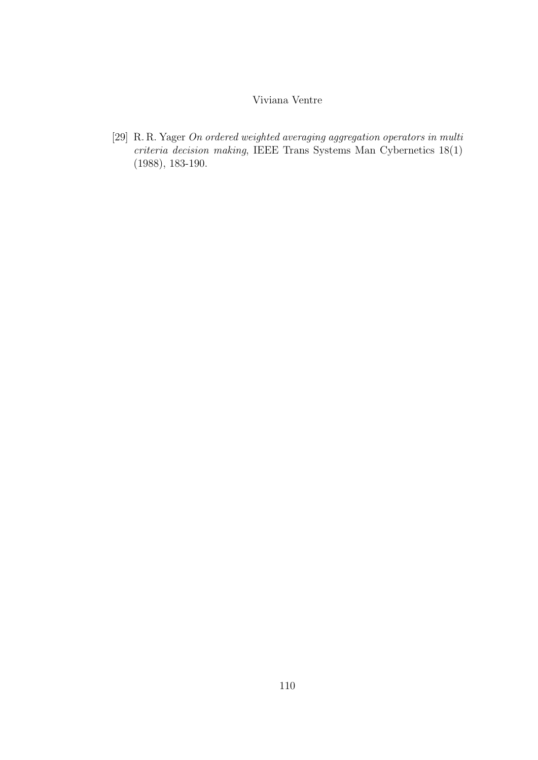[29] R. R. Yager *On ordered weighted averaging aggregation operators in multi criteria decision making*, IEEE Trans Systems Man Cybernetics 18(1) (1988), 183-190.